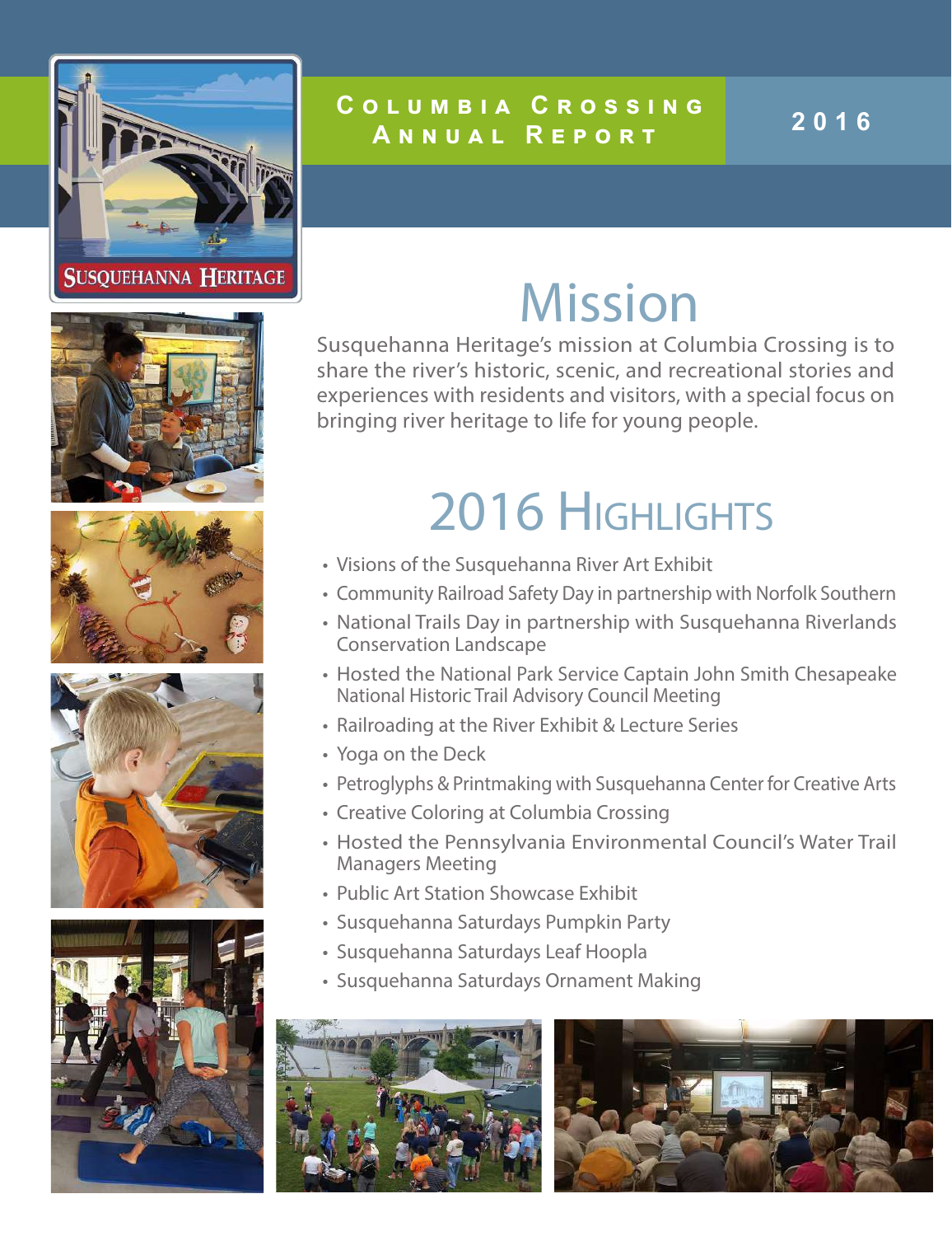# Columbia Crossing Annual Report

**2016**

SUSQUEHANNA HERITAGE

## Mission

Susquehanna Heritage's mission at Columbia Crossing is to share the river's historic, scenic, and recreational stories and experiences with residents and visitors, with a special focus on bringing river heritage to life for young people.

## 2016 Highlights

- Visions of the Susquehanna River Art Exhibit
- Community Railroad Safety Day in partnership with Norfolk Southern
- National Trails Day in partnership with Susquehanna Riverlands Conservation Landscape
- Hosted the National Park Service Captain John Smith Chesapeake National Historic Trail Advisory Council Meeting
- Railroading at the River Exhibit & Lecture Series
- Yoga on the Deck
- Petroglyphs & Printmaking with Susquehanna Center for Creative Arts
- Creative Coloring at Columbia Crossing
- Hosted the Pennsylvania Environmental Council's Water Trail Managers Meeting
- Public Art Station Showcase Exhibit
- Susquehanna Saturdays Pumpkin Party
- Susquehanna Saturdays Leaf Hoopla
- Susquehanna Saturdays Ornament Making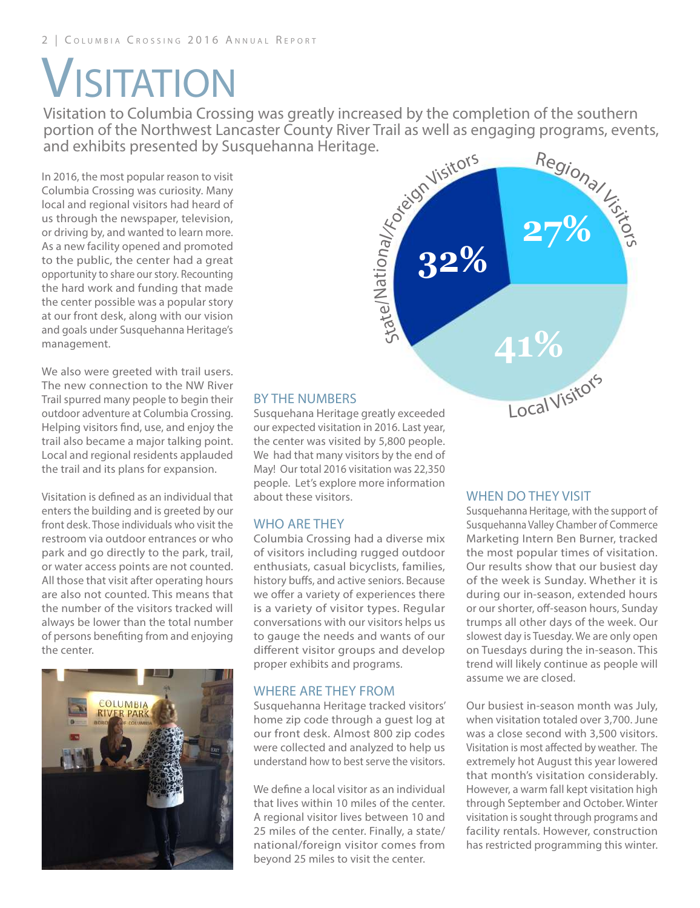# VISITATION

Visitation to Columbia Crossing was greatly increased by the completion of the southern portion of the Northwest Lancaster County River Trail as well as engaging programs, events, and exhibits presented by Susquehanna Heritage.

In 2016, the most popular reason to visit Columbia Crossing was curiosity. Many local and regional visitors had heard of us through the newspaper, television, or driving by, and wanted to learn more. As a new facility opened and promoted to the public, the center had a great opportunity to share our story. Recounting the hard work and funding that made the center possible was a popular story at our front desk, along with our vision and goals under Susquehanna Heritage's management.

We also were greeted with trail users. The new connection to the NW River Trail spurred many people to begin their outdoor adventure at Columbia Crossing. Helping visitors find, use, and enjoy the trail also became a major talking point. Local and regional residents applauded the trail and its plans for expansion.

Visitation is defined as an individual that enters the building and is greeted by our front desk. Those individuals who visit the restroom via outdoor entrances or who park and go directly to the park, trail, or water access points are not counted. All those that visit after operating hours are also not counted. This means that the number of the visitors tracked will always be lower than the total number of persons benefiting from and enjoying the center.

State/National/Foreign Visitors 32%
Regional Visitors 27%
Local Visitors 41%

## BY THE NUMBERS

Susquehana Heritage greatly exceeded our expected visitation in 2016. Last year, the center was visited by 5,800 people. We had that many visitors by the end of May! Our total 2016 visitation was 22,350 people. Let's explore more information about these visitors.

## WHO ARE THEY

Columbia Crossing had a diverse mix of visitors including rugged outdoor enthusiats, casual bicyclists, families, history buffs, and active seniors. Because we offer a variety of experiences there is a variety of visitor types. Regular conversations with our visitors helps us to gauge the needs and wants of our different visitor groups and develop proper exhibits and programs.

## WHERE ARE THEY FROM

Susquehanna Heritage tracked visitors' home zip code through a guest log at our front desk. Almost 800 zip codes were collected and analyzed to help us understand how to best serve the visitors.

We define a local visitor as an individual that lives within 10 miles of the center. A regional visitor lives between 10 and 25 miles of the center. Finally, a state/national/foreign visitor comes from beyond 25 miles to visit the center.

## WHEN DO THEY VISIT

Susquehanna Heritage, with the support of Susquehanna Valley Chamber of Commerce Marketing Intern Ben Burner, tracked the most popular times of visitation. Our results show that our busiest day of the week is Sunday. Whether it is during our in-season, extended hours or our shorter, off-season hours, Sunday trumps all other days of the week. Our slowest day is Tuesday. We are only open on Tuesdays during the in-season. This trend will likely continue as people will assume we are closed.

Our busiest in-season month was July, when visitation totaled over 3,700. June was a close second with 3,500 visitors. Visitation is most affected by weather. The extremely hot August this year lowered that month's visitation considerably. However, a warm fall kept visitation high through September and October. Winter visitation is sought through programs and facility rentals. However, construction has restricted programming this winter.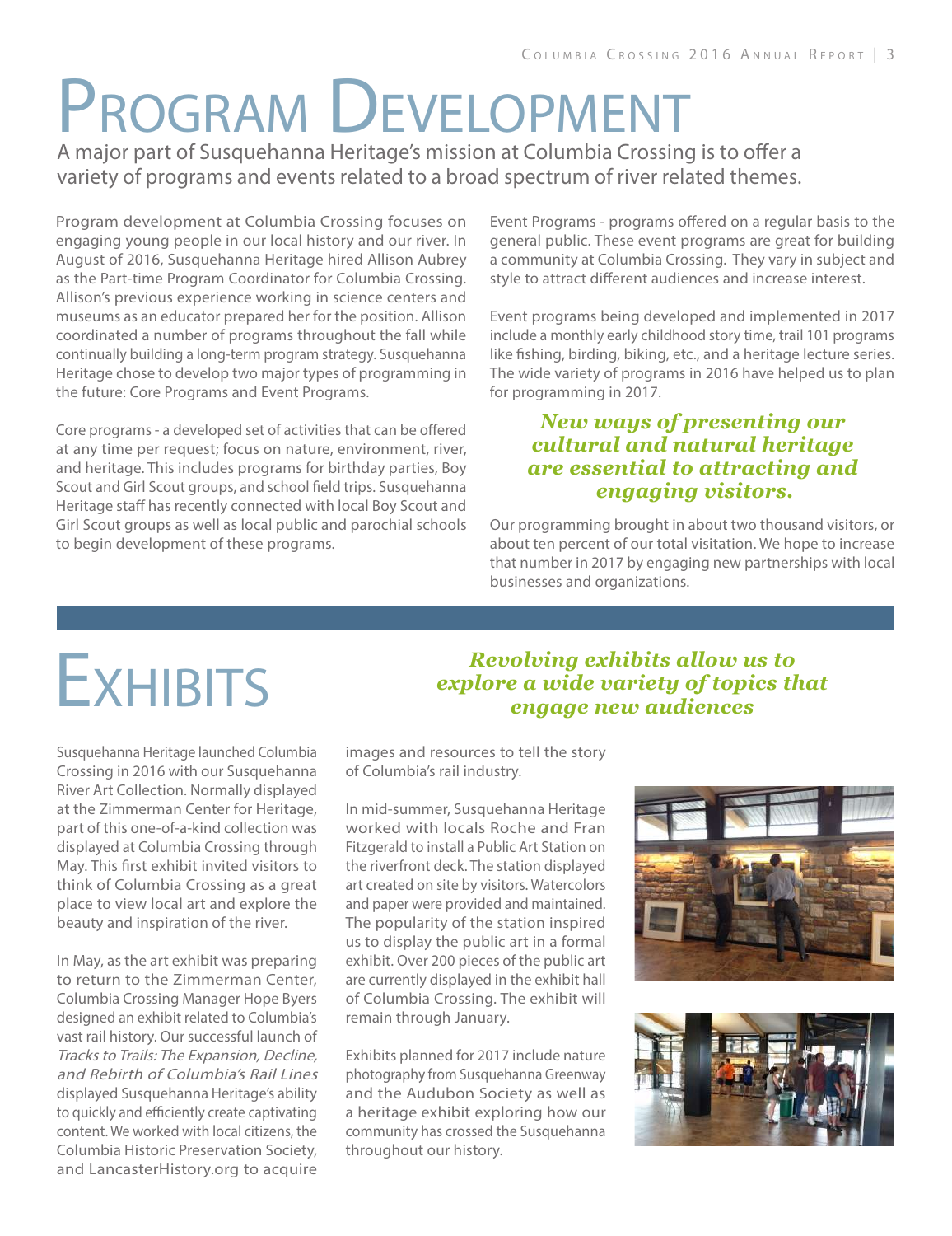# Program Development

A major part of Susquehanna Heritage's mission at Columbia Crossing is to offer a variety of programs and events related to a broad spectrum of river related themes.

Program development at Columbia Crossing focuses on engaging young people in our local history and our river. In August of 2016, Susquehanna Heritage hired Allison Aubrey as the Part-time Program Coordinator for Columbia Crossing. Allison's previous experience working in science centers and museums as an educator prepared her for the position. Allison coordinated a number of programs throughout the fall while continually building a long-term program strategy. Susquehanna Heritage chose to develop two major types of programming in the future: Core Programs and Event Programs.

Core programs - a developed set of activities that can be offered at any time per request; focus on nature, environment, river, and heritage. This includes programs for birthday parties, Boy Scout and Girl Scout groups, and school field trips. Susquehanna Heritage staff has recently connected with local Boy Scout and Girl Scout groups as well as local public and parochial schools to begin development of these programs.

Event Programs - programs offered on a regular basis to the general public. These event programs are great for building a community at Columbia Crossing. They vary in subject and style to attract different audiences and increase interest.

Event programs being developed and implemented in 2017 include a monthly early childhood story time, trail 101 programs like fishing, birding, biking, etc., and a heritage lecture series. The wide variety of programs in 2016 have helped us to plan for programming in 2017.

***New ways of presenting our cultural and natural heritage are essential to attracting and engaging visitors.***

Our programming brought in about two thousand visitors, or about ten percent of our total visitation. We hope to increase that number in 2017 by engaging new partnerships with local businesses and organizations.

# Exhibits

***Revolving exhibits allow us to explore a wide variety of topics that engage new audiences***

Susquehanna Heritage launched Columbia Crossing in 2016 with our Susquehanna River Art Collection. Normally displayed at the Zimmerman Center for Heritage, part of this one-of-a-kind collection was displayed at Columbia Crossing through May. This first exhibit invited visitors to think of Columbia Crossing as a great place to view local art and explore the beauty and inspiration of the river.

In May, as the art exhibit was preparing to return to the Zimmerman Center, Columbia Crossing Manager Hope Byers designed an exhibit related to Columbia's vast rail history. Our successful launch of *Tracks to Trails: The Expansion, Decline, and Rebirth of Columbia's Rail Lines* displayed Susquehanna Heritage's ability to quickly and efficiently create captivating content. We worked with local citizens, the Columbia Historic Preservation Society, and LancasterHistory.org to acquire images and resources to tell the story of Columbia's rail industry.

In mid-summer, Susquehanna Heritage worked with locals Roche and Fran Fitzgerald to install a Public Art Station on the riverfront deck. The station displayed art created on site by visitors. Watercolors and paper were provided and maintained. The popularity of the station inspired us to display the public art in a formal exhibit. Over 200 pieces of the public art are currently displayed in the exhibit hall of Columbia Crossing. The exhibit will remain through January.

Exhibits planned for 2017 include nature photography from Susquehanna Greenway and the Audubon Society as well as a heritage exhibit exploring how our community has crossed the Susquehanna throughout our history.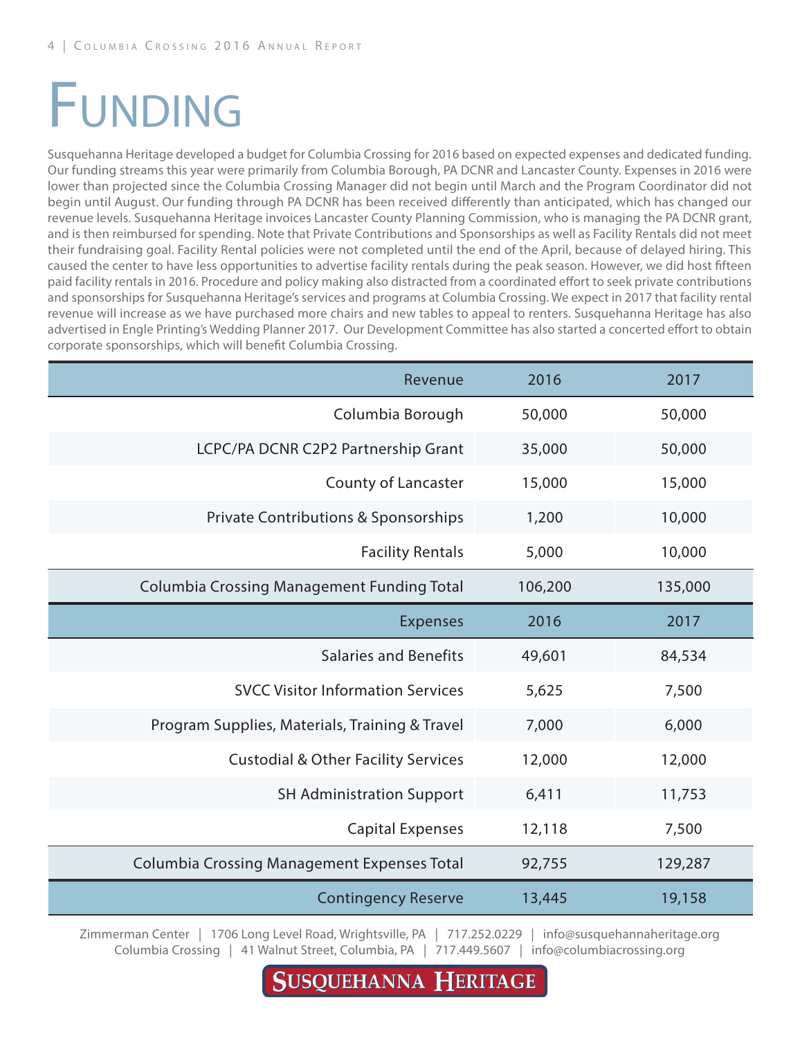# Funding

Susquehanna Heritage developed a budget for Columbia Crossing for 2016 based on expected expenses and dedicated funding. Our funding streams this year were primarily from Columbia Borough, PA DCNR and Lancaster County. Expenses in 2016 were lower than projected since the Columbia Crossing Manager did not begin until March and the Program Coordinator did not begin until August. Our funding through PA DCNR has been received differently than anticipated, which has changed our revenue levels. Susquehanna Heritage invoices Lancaster County Planning Commission, who is managing the PA DCNR grant, and is then reimbursed for spending. Note that Private Contributions and Sponsorships as well as Facility Rentals did not meet their fundraising goal. Facility Rental policies were not completed until the end of the April, because of delayed hiring. This caused the center to have less opportunities to advertise facility rentals during the peak season. However, we did host fifteen paid facility rentals in 2016. Procedure and policy making also distracted from a coordinated effort to seek private contributions and sponsorships for Susquehanna Heritage's services and programs at Columbia Crossing. We expect in 2017 that facility rental revenue will increase as we have purchased more chairs and new tables to appeal to renters. Susquehanna Heritage has also advertised in Engle Printing's Wedding Planner 2017. Our Development Committee has also started a concerted effort to obtain corporate sponsorships, which will benefit Columbia Crossing.

| Revenue | 2016 | 2017 |
|---|---|---|
| Columbia Borough | 50,000 | 50,000 |
| LCPC/PA DCNR C2P2 Partnership Grant | 35,000 | 50,000 |
| County of Lancaster | 15,000 | 15,000 |
| Private Contributions & Sponsorships | 1,200 | 10,000 |
| Facility Rentals | 5,000 | 10,000 |
| Columbia Crossing Management Funding Total | 106,200 | 135,000 |
| **Expenses** | **2016** | **2017** |
| Salaries and Benefits | 49,601 | 84,534 |
| SVCC Visitor Information Services | 5,625 | 7,500 |
| Program Supplies, Materials, Training & Travel | 7,000 | 6,000 |
| Custodial & Other Facility Services | 12,000 | 12,000 |
| SH Administration Support | 6,411 | 11,753 |
| Capital Expenses | 12,118 | 7,500 |
| Columbia Crossing Management Expenses Total | 92,755 | 129,287 |
| Contingency Reserve | 13,445 | 19,158 |

Zimmerman Center | 1706 Long Level Road, Wrightsville, PA | 717.252.0229 | info@susquehannaheritage.org
Columbia Crossing | 41 Walnut Street, Columbia, PA | 717.449.5607 | info@columbiacrossing.org

SUSQUEHANNA HERITAGE